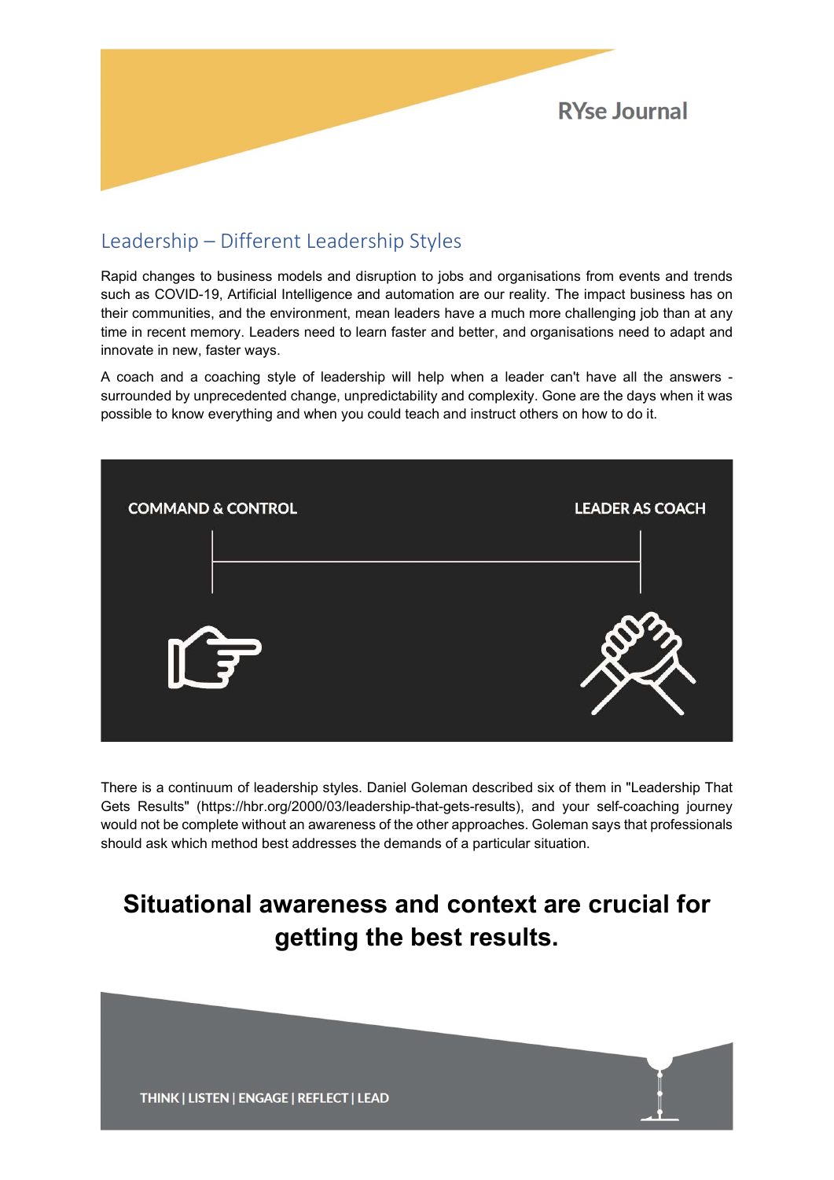## Leadership – Different Leadership Styles

Rapid changes to business models and disruption to jobs and organisations from events and trends such as COVID-19, Artificial Intelligence and automation are our reality. The impact business has on their communities, and the environment, mean leaders have a much more challenging job than at any time in recent memory. Leaders need to learn faster and better, and organisations need to adapt and innovate in new, faster ways.

A coach and a coaching style of leadership will help when a leader can't have all the answers - surrounded by unprecedented change, unpredictability and complexity. Gone are the days when it was possible to know everything and when you could teach and instruct others on how to do it.

COMMAND & CONTROL — LEADER AS COACH

There is a continuum of leadership styles. Daniel Goleman described six of them in "Leadership That Gets Results" (https://hbr.org/2000/03/leadership-that-gets-results), and your self-coaching journey would not be complete without an awareness of the other approaches. Goleman says that professionals should ask which method best addresses the demands of a particular situation.

**Situational awareness and context are crucial for getting the best results.**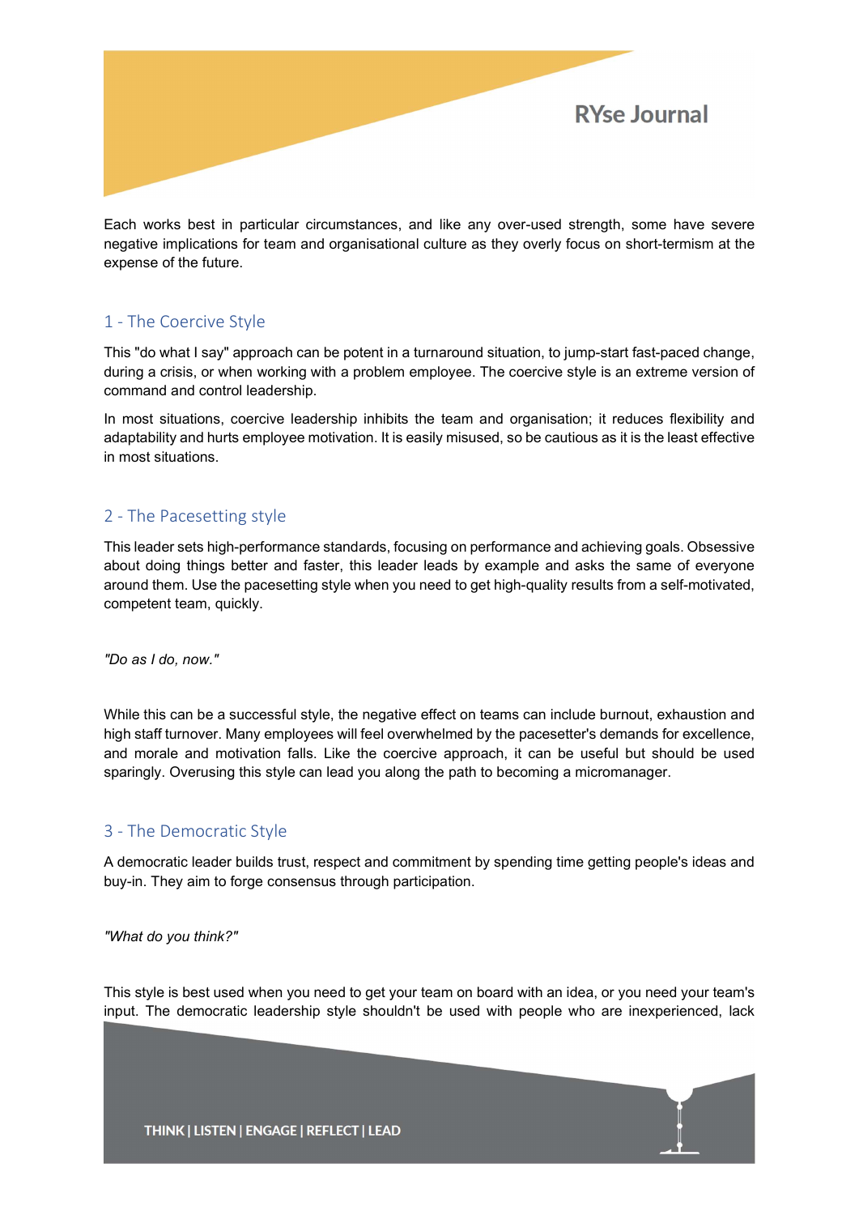Each works best in particular circumstances, and like any over-used strength, some have severe negative implications for team and organisational culture as they overly focus on short-termism at the expense of the future.

## 1 - The Coercive Style

This "do what I say" approach can be potent in a turnaround situation, to jump-start fast-paced change, during a crisis, or when working with a problem employee. The coercive style is an extreme version of command and control leadership.

In most situations, coercive leadership inhibits the team and organisation; it reduces flexibility and adaptability and hurts employee motivation. It is easily misused, so be cautious as it is the least effective in most situations.

## 2 - The Pacesetting style

This leader sets high-performance standards, focusing on performance and achieving goals. Obsessive about doing things better and faster, this leader leads by example and asks the same of everyone around them. Use the pacesetting style when you need to get high-quality results from a self-motivated, competent team, quickly.

*"Do as I do, now."*

While this can be a successful style, the negative effect on teams can include burnout, exhaustion and high staff turnover. Many employees will feel overwhelmed by the pacesetter's demands for excellence, and morale and motivation falls. Like the coercive approach, it can be useful but should be used sparingly. Overusing this style can lead you along the path to becoming a micromanager.

## 3 - The Democratic Style

A democratic leader builds trust, respect and commitment by spending time getting people's ideas and buy-in. They aim to forge consensus through participation.

*"What do you think?"*

This style is best used when you need to get your team on board with an idea, or you need your team's input. The democratic leadership style shouldn't be used with people who are inexperienced, lack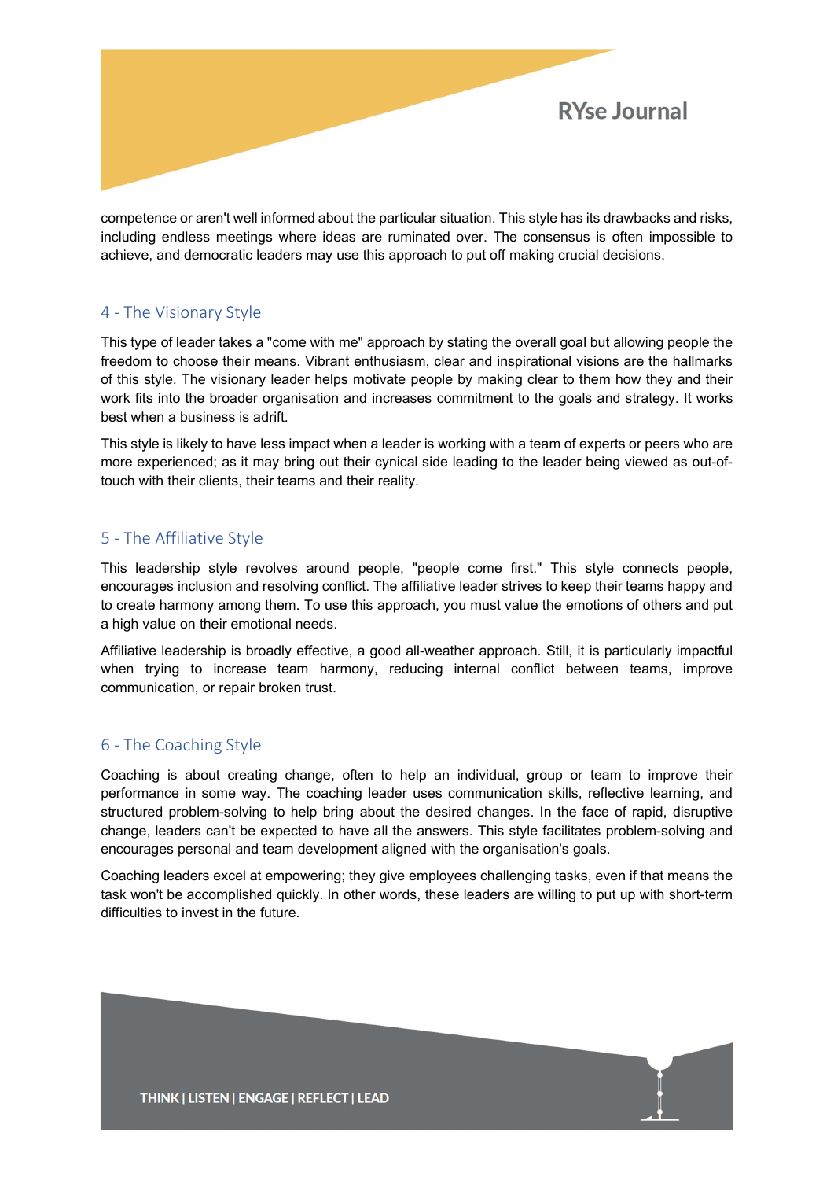competence or aren't well informed about the particular situation. This style has its drawbacks and risks, including endless meetings where ideas are ruminated over. The consensus is often impossible to achieve, and democratic leaders may use this approach to put off making crucial decisions.

## 4 - The Visionary Style

This type of leader takes a "come with me" approach by stating the overall goal but allowing people the freedom to choose their means. Vibrant enthusiasm, clear and inspirational visions are the hallmarks of this style. The visionary leader helps motivate people by making clear to them how they and their work fits into the broader organisation and increases commitment to the goals and strategy. It works best when a business is adrift.

This style is likely to have less impact when a leader is working with a team of experts or peers who are more experienced; as it may bring out their cynical side leading to the leader being viewed as out-of-touch with their clients, their teams and their reality.

## 5 - The Affiliative Style

This leadership style revolves around people, "people come first." This style connects people, encourages inclusion and resolving conflict. The affiliative leader strives to keep their teams happy and to create harmony among them. To use this approach, you must value the emotions of others and put a high value on their emotional needs.

Affiliative leadership is broadly effective, a good all-weather approach. Still, it is particularly impactful when trying to increase team harmony, reducing internal conflict between teams, improve communication, or repair broken trust.

## 6 - The Coaching Style

Coaching is about creating change, often to help an individual, group or team to improve their performance in some way. The coaching leader uses communication skills, reflective learning, and structured problem-solving to help bring about the desired changes. In the face of rapid, disruptive change, leaders can't be expected to have all the answers. This style facilitates problem-solving and encourages personal and team development aligned with the organisation's goals.

Coaching leaders excel at empowering; they give employees challenging tasks, even if that means the task won't be accomplished quickly. In other words, these leaders are willing to put up with short-term difficulties to invest in the future.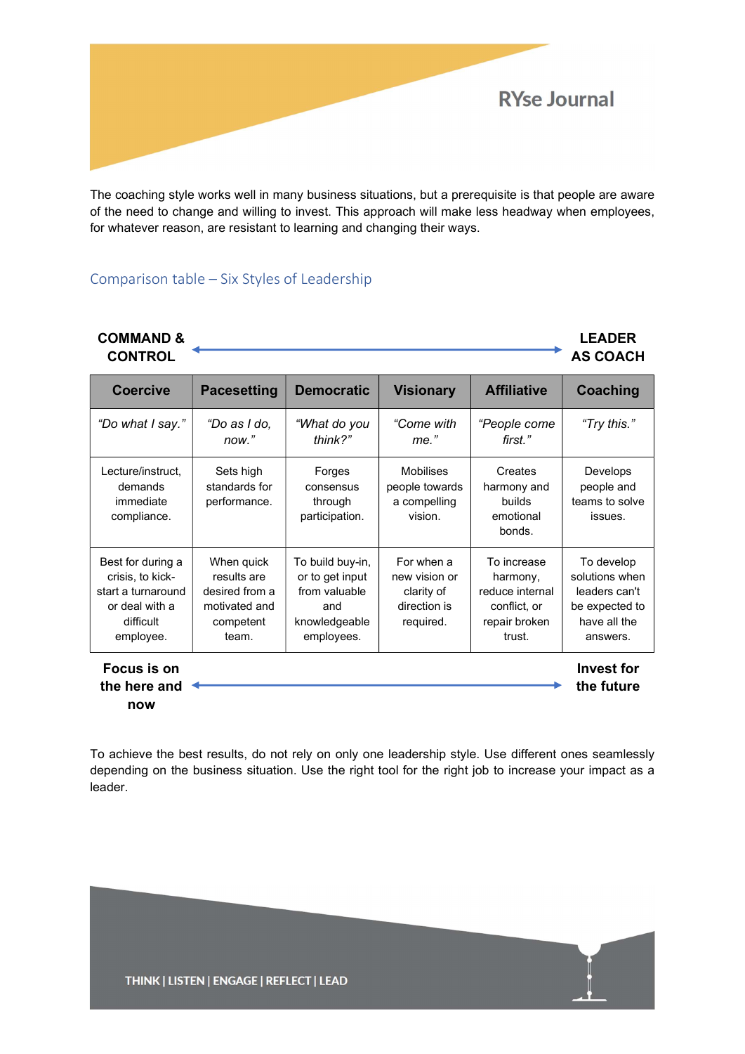The coaching style works well in many business situations, but a prerequisite is that people are aware of the need to change and willing to invest. This approach will make less headway when employees, for whatever reason, are resistant to learning and changing their ways.

## Comparison table – Six Styles of Leadership

**COMMAND & CONTROL** ⟷ **LEADER AS COACH**

| Coercive | Pacesetting | Democratic | Visionary | Affiliative | Coaching |
|---|---|---|---|---|---|
| *"Do what I say."* | *"Do as I do, now."* | *"What do you think?"* | *"Come with me."* | *"People come first."* | *"Try this."* |
| Lecture/instruct, demands immediate compliance. | Sets high standards for performance. | Forges consensus through participation. | Mobilises people towards a compelling vision. | Creates harmony and builds emotional bonds. | Develops people and teams to solve issues. |
| Best for during a crisis, to kick-start a turnaround or deal with a difficult employee. | When quick results are desired from a motivated and competent team. | To build buy-in, or to get input from valuable and knowledgeable employees. | For when a new vision or clarity of direction is required. | To increase harmony, reduce internal conflict, or repair broken trust. | To develop solutions when leaders can't be expected to have all the answers. |

**Focus is on the here and now** ⟷ **Invest for the future**

To achieve the best results, do not rely on only one leadership style. Use different ones seamlessly depending on the business situation. Use the right tool for the right job to increase your impact as a leader.